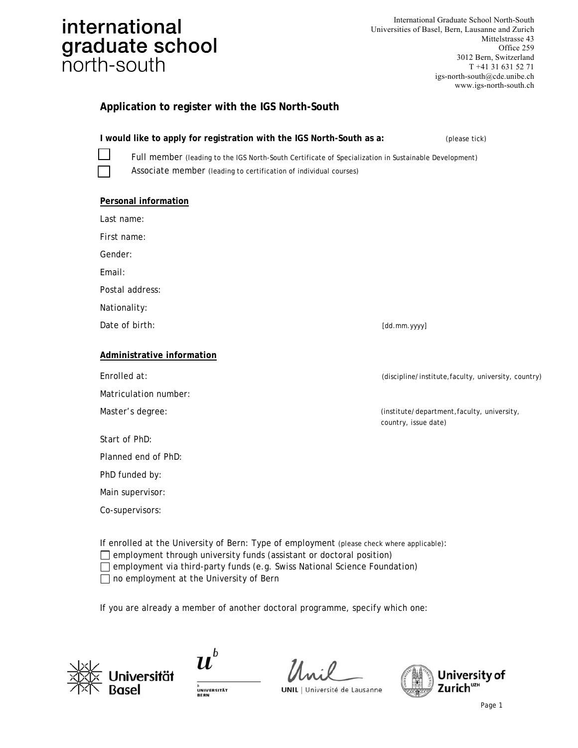international
graduate school
north-south

International Graduate School North-South
Universities of Basel, Bern, Lausanne and Zurich
Mittelstrasse 43
Office 259
3012 Bern, Switzerland
T +41 31 631 52 71
igs-north-south@cde.unibe.ch
www.igs-north-south.ch

## Application to register with the IGS North-South

**I would like to apply for registration with the IGS North-South as a:** (please tick)

☐ Full member (leading to the IGS North-South Certificate of Specialization in Sustainable Development)

☐ Associate member (leading to certification of individual courses)

**Personal information**

Last name:

First name:

Gender:

Email:

Postal address:

Nationality:

Date of birth: [dd.mm.yyyy]

**Administrative information**

Enrolled at: (discipline/institute,faculty, university, country)

Matriculation number:

Master's degree: (institute/department,faculty, university, country, issue date)

Start of PhD:

Planned end of PhD:

PhD funded by:

Main supervisor:

Co-supervisors:

If enrolled at the University of Bern: Type of employment (please check where applicable):

☐ employment through university funds (assistant or doctoral position)

☐ employment via third-party funds (e.g. Swiss National Science Foundation)

☐ no employment at the University of Bern

If you are already a member of another doctoral programme, specify which one:

Universität Basel | Universität Bern | UNIL | Université de Lausanne | University of Zurich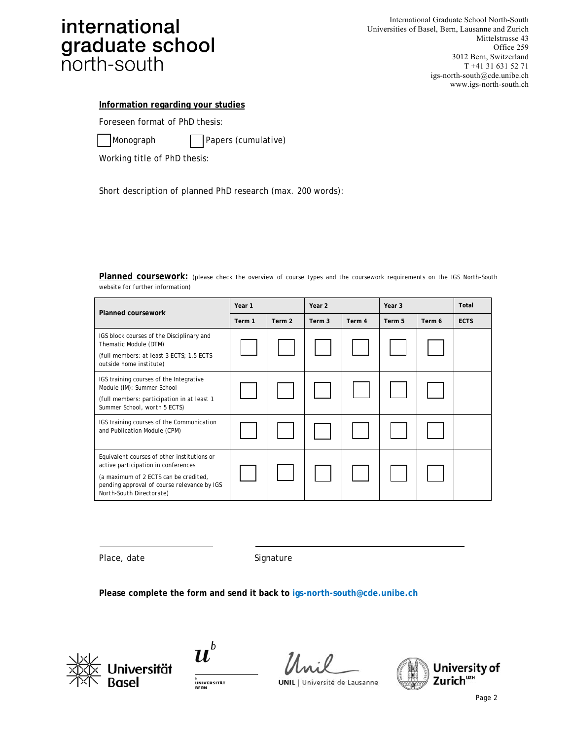international
graduate school
north-south

International Graduate School North-South
Universities of Basel, Bern, Lausanne and Zurich
Mittelstrasse 43
Office 259
3012 Bern, Switzerland
T +41 31 631 52 71
igs-north-south@cde.unibe.ch
www.igs-north-south.ch

**Information regarding your studies**

Foreseen format of PhD thesis:

☐ Monograph ☐ Papers (cumulative)

Working title of PhD thesis:

Short description of planned PhD research (max. 200 words):

**Planned coursework:** (please check the overview of course types and the coursework requirements on the IGS North-South website for further information)

| Planned coursework | Year 1 | | Year 2 | | Year 3 | | Total |
|---|---|---|---|---|---|---|---|
| | Term 1 | Term 2 | Term 3 | Term 4 | Term 5 | Term 6 | ECTS |
| IGS block courses of the Disciplinary and Thematic Module (DTM)<br>(full members: at least 3 ECTS; 1.5 ECTS outside home institute) | ☐ | ☐ | ☐ | ☐ | ☐ | ☐ | |
| IGS training courses of the Integrative Module (IM): Summer School<br>(full members: participation in at least 1 Summer School, worth 5 ECTS) | ☐ | ☐ | ☐ | ☐ | ☐ | ☐ | |
| IGS training courses of the Communication and Publication Module (CPM) | ☐ | ☐ | ☐ | ☐ | ☐ | ☐ | |
| Equivalent courses of other institutions or active participation in conferences<br>(a maximum of 2 ECTS can be credited, pending approval of course relevance by IGS North-South Directorate) | ☐ | ☐ | ☐ | ☐ | ☐ | ☐ | |

Place, date ____________________ Signature ____________________

**Please complete the form and send it back to igs-north-south@cde.unibe.ch**

Universität Basel | Universität Bern | UNIL | Université de Lausanne | University of Zurich